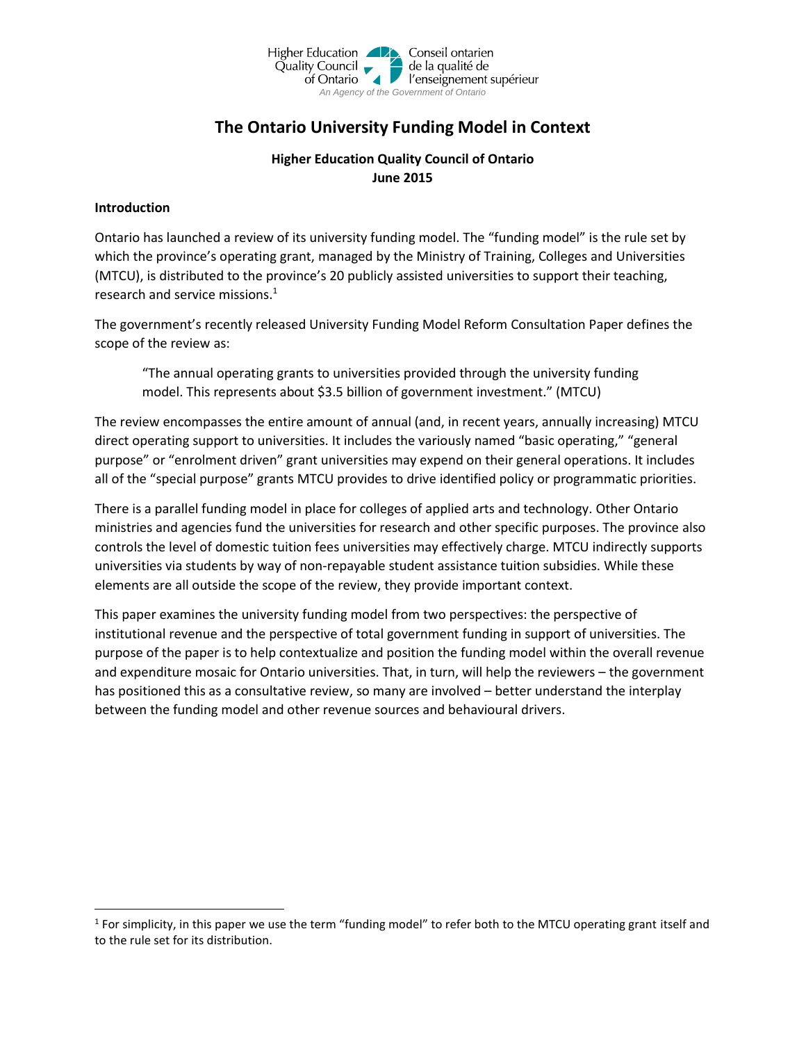Higher Education Quality Council of Ontario
Conseil ontarien de la qualité de l'enseignement supérieur
*An Agency of the Government of Ontario*

# The Ontario University Funding Model in Context

**Higher Education Quality Council of Ontario**
**June 2015**

## Introduction

Ontario has launched a review of its university funding model. The "funding model" is the rule set by which the province's operating grant, managed by the Ministry of Training, Colleges and Universities (MTCU), is distributed to the province's 20 publicly assisted universities to support their teaching, research and service missions.[1]

The government's recently released University Funding Model Reform Consultation Paper defines the scope of the review as:

> "The annual operating grants to universities provided through the university funding model. This represents about $3.5 billion of government investment." (MTCU)

The review encompasses the entire amount of annual (and, in recent years, annually increasing) MTCU direct operating support to universities. It includes the variously named "basic operating," "general purpose" or "enrolment driven" grant universities may expend on their general operations. It includes all of the "special purpose" grants MTCU provides to drive identified policy or programmatic priorities.

There is a parallel funding model in place for colleges of applied arts and technology. Other Ontario ministries and agencies fund the universities for research and other specific purposes. The province also controls the level of domestic tuition fees universities may effectively charge. MTCU indirectly supports universities via students by way of non-repayable student assistance tuition subsidies. While these elements are all outside the scope of the review, they provide important context.

This paper examines the university funding model from two perspectives: the perspective of institutional revenue and the perspective of total government funding in support of universities. The purpose of the paper is to help contextualize and position the funding model within the overall revenue and expenditure mosaic for Ontario universities. That, in turn, will help the reviewers – the government has positioned this as a consultative review, so many are involved – better understand the interplay between the funding model and other revenue sources and behavioural drivers.

[1] For simplicity, in this paper we use the term "funding model" to refer both to the MTCU operating grant itself and to the rule set for its distribution.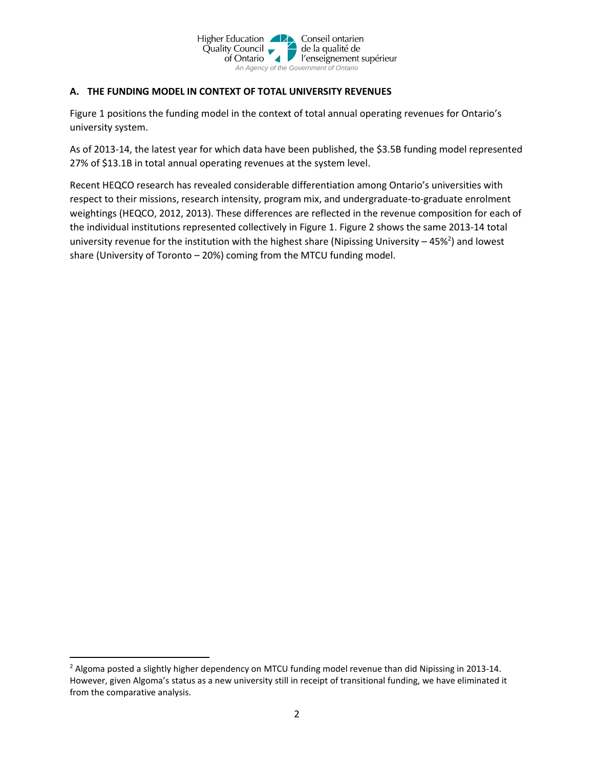## A. THE FUNDING MODEL IN CONTEXT OF TOTAL UNIVERSITY REVENUES

Figure 1 positions the funding model in the context of total annual operating revenues for Ontario's university system.

As of 2013-14, the latest year for which data have been published, the \$3.5B funding model represented 27% of \$13.1B in total annual operating revenues at the system level.

Recent HEQCO research has revealed considerable differentiation among Ontario's universities with respect to their missions, research intensity, program mix, and undergraduate-to-graduate enrolment weightings (HEQCO, 2012, 2013). These differences are reflected in the revenue composition for each of the individual institutions represented collectively in Figure 1. Figure 2 shows the same 2013-14 total university revenue for the institution with the highest share (Nipissing University – 45%[2]) and lowest share (University of Toronto – 20%) coming from the MTCU funding model.

[2] Algoma posted a slightly higher dependency on MTCU funding model revenue than did Nipissing in 2013-14. However, given Algoma's status as a new university still in receipt of transitional funding, we have eliminated it from the comparative analysis.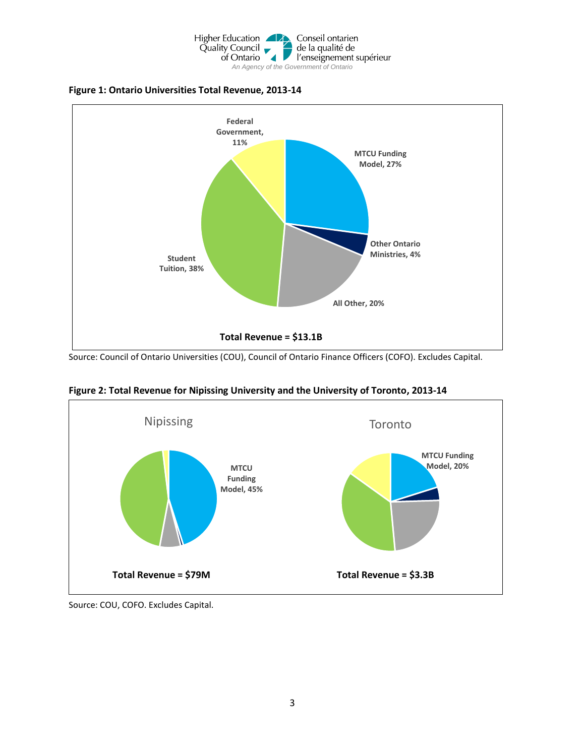**Figure 1: Ontario Universities Total Revenue, 2013-14**

Federal Government, 11%

MTCU Funding Model, 27%

Other Ontario Ministries, 4%

All Other, 20%

Student Tuition, 38%

Total Revenue = $13.1B

Source: Council of Ontario Universities (COU), Council of Ontario Finance Officers (COFO). Excludes Capital.

**Figure 2: Total Revenue for Nipissing University and the University of Toronto, 2013-14**

Nipissing

MTCU Funding Model, 45%

Total Revenue = $79M

Toronto

MTCU Funding Model, 20%

Total Revenue = $3.3B

Source: COU, COFO. Excludes Capital.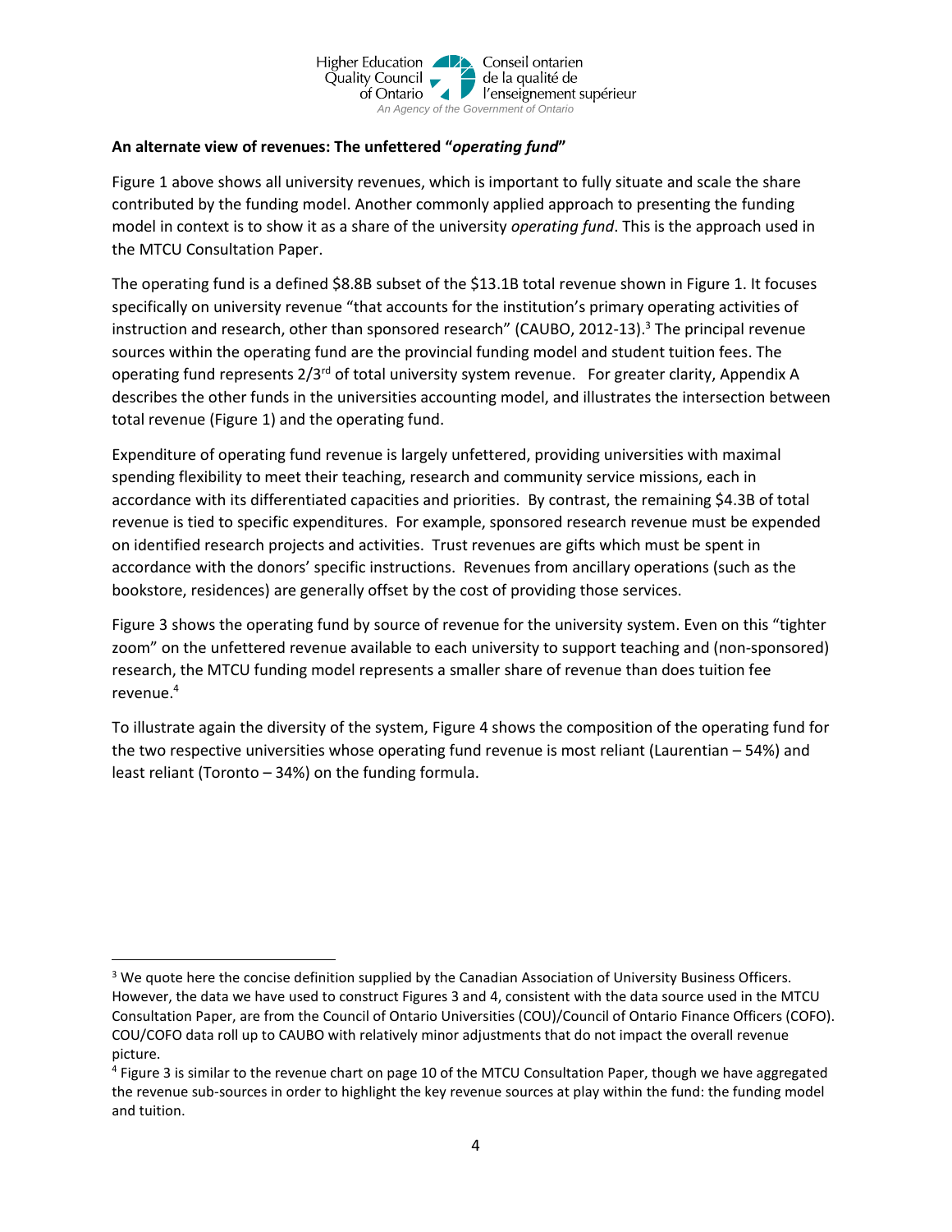**An alternate view of revenues: The unfettered "*operating fund*"**

Figure 1 above shows all university revenues, which is important to fully situate and scale the share contributed by the funding model. Another commonly applied approach to presenting the funding model in context is to show it as a share of the university *operating fund*. This is the approach used in the MTCU Consultation Paper.

The operating fund is a defined $8.8B subset of the $13.1B total revenue shown in Figure 1. It focuses specifically on university revenue "that accounts for the institution's primary operating activities of instruction and research, other than sponsored research" (CAUBO, 2012-13).[3] The principal revenue sources within the operating fund are the provincial funding model and student tuition fees. The operating fund represents 2/3rd of total university system revenue. For greater clarity, Appendix A describes the other funds in the universities accounting model, and illustrates the intersection between total revenue (Figure 1) and the operating fund.

Expenditure of operating fund revenue is largely unfettered, providing universities with maximal spending flexibility to meet their teaching, research and community service missions, each in accordance with its differentiated capacities and priorities. By contrast, the remaining $4.3B of total revenue is tied to specific expenditures. For example, sponsored research revenue must be expended on identified research projects and activities. Trust revenues are gifts which must be spent in accordance with the donors' specific instructions. Revenues from ancillary operations (such as the bookstore, residences) are generally offset by the cost of providing those services.

Figure 3 shows the operating fund by source of revenue for the university system. Even on this "tighter zoom" on the unfettered revenue available to each university to support teaching and (non-sponsored) research, the MTCU funding model represents a smaller share of revenue than does tuition fee revenue.[4]

To illustrate again the diversity of the system, Figure 4 shows the composition of the operating fund for the two respective universities whose operating fund revenue is most reliant (Laurentian – 54%) and least reliant (Toronto – 34%) on the funding formula.

---

[3] We quote here the concise definition supplied by the Canadian Association of University Business Officers. However, the data we have used to construct Figures 3 and 4, consistent with the data source used in the MTCU Consultation Paper, are from the Council of Ontario Universities (COU)/Council of Ontario Finance Officers (COFO). COU/COFO data roll up to CAUBO with relatively minor adjustments that do not impact the overall revenue picture.

[4] Figure 3 is similar to the revenue chart on page 10 of the MTCU Consultation Paper, though we have aggregated the revenue sub-sources in order to highlight the key revenue sources at play within the fund: the funding model and tuition.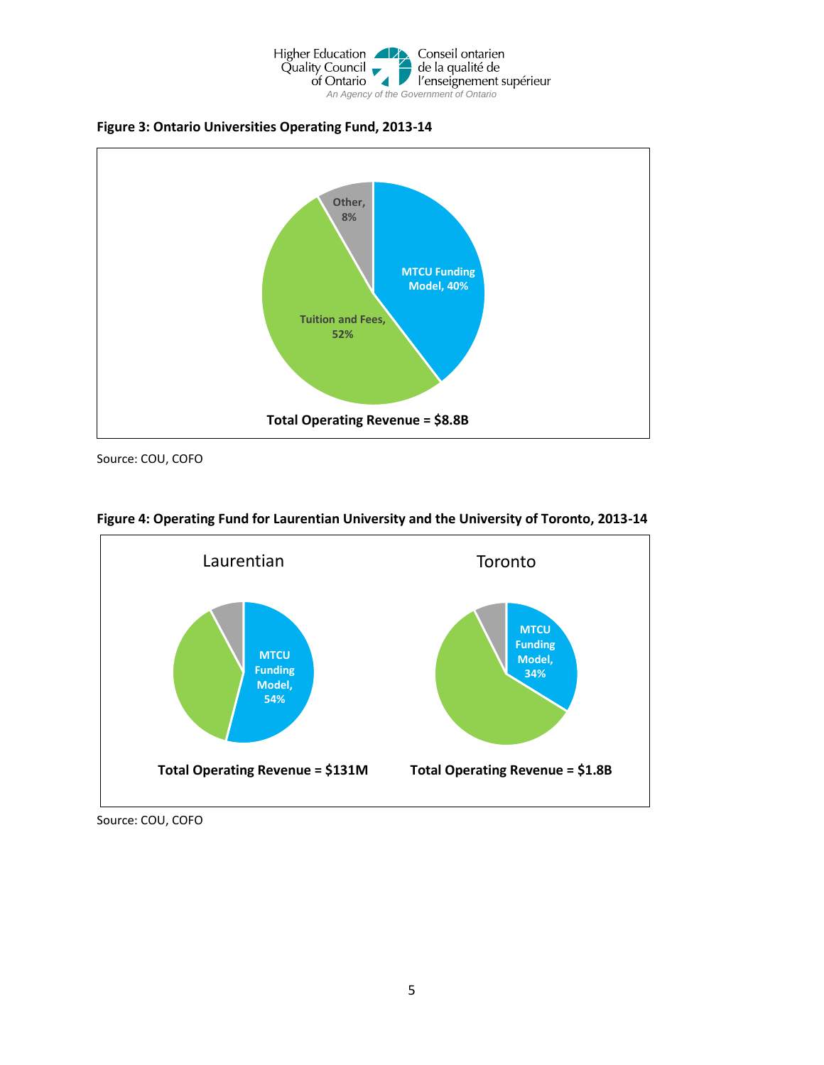**Figure 3: Ontario Universities Operating Fund, 2013-14**

Other, 8%

MTCU Funding Model, 40%

Tuition and Fees, 52%

Total Operating Revenue = $8.8B

Source: COU, COFO

**Figure 4: Operating Fund for Laurentian University and the University of Toronto, 2013-14**

Laurentian

MTCU Funding Model, 54%

Total Operating Revenue = $131M

Toronto

MTCU Funding Model, 34%

Total Operating Revenue = $1.8B

Source: COU, COFO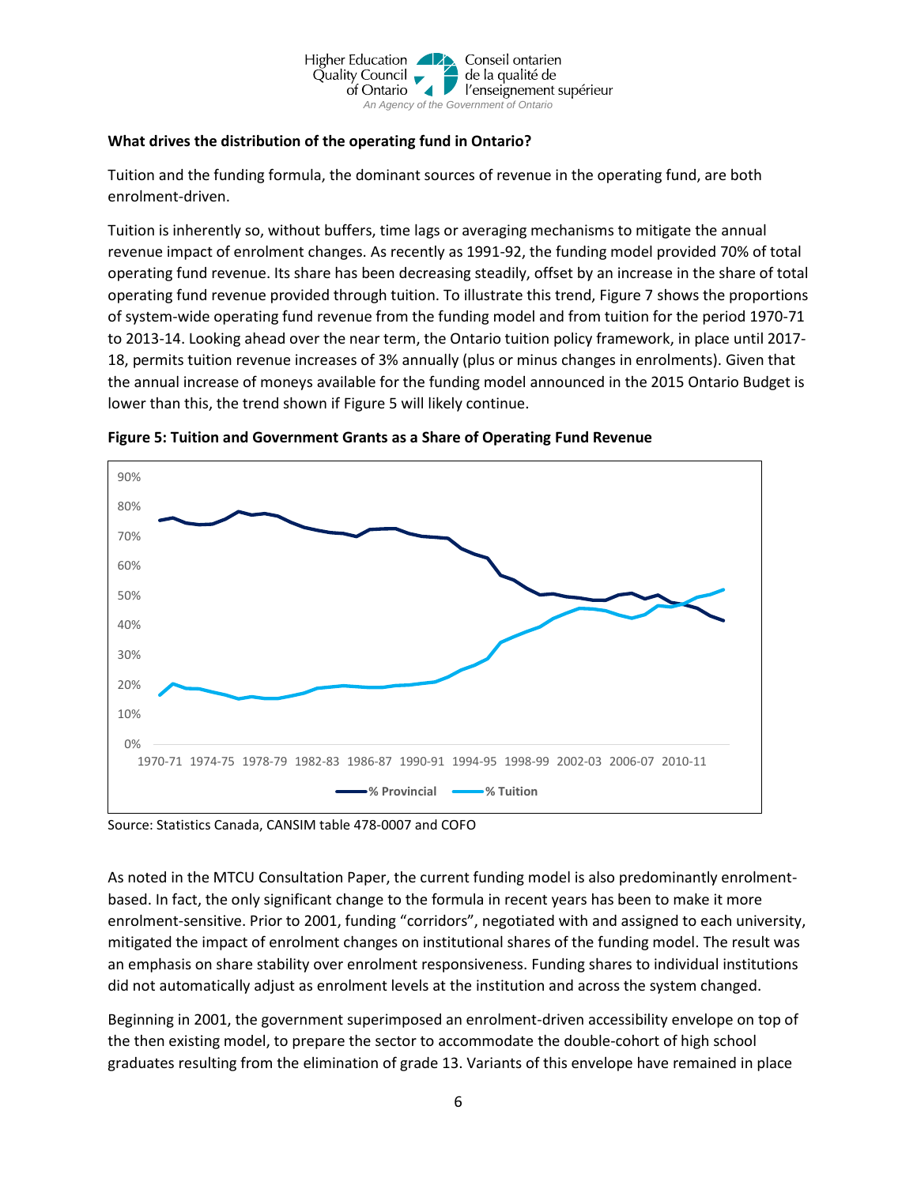**What drives the distribution of the operating fund in Ontario?**

Tuition and the funding formula, the dominant sources of revenue in the operating fund, are both enrolment-driven.

Tuition is inherently so, without buffers, time lags or averaging mechanisms to mitigate the annual revenue impact of enrolment changes. As recently as 1991-92, the funding model provided 70% of total operating fund revenue. Its share has been decreasing steadily, offset by an increase in the share of total operating fund revenue provided through tuition. To illustrate this trend, Figure 7 shows the proportions of system-wide operating fund revenue from the funding model and from tuition for the period 1970-71 to 2013-14. Looking ahead over the near term, the Ontario tuition policy framework, in place until 2017-18, permits tuition revenue increases of 3% annually (plus or minus changes in enrolments). Given that the annual increase of moneys available for the funding model announced in the 2015 Ontario Budget is lower than this, the trend shown if Figure 5 will likely continue.

**Figure 5: Tuition and Government Grants as a Share of Operating Fund Revenue**

Source: Statistics Canada, CANSIM table 478-0007 and COFO

As noted in the MTCU Consultation Paper, the current funding model is also predominantly enrolment-based. In fact, the only significant change to the formula in recent years has been to make it more enrolment-sensitive. Prior to 2001, funding "corridors", negotiated with and assigned to each university, mitigated the impact of enrolment changes on institutional shares of the funding model. The result was an emphasis on share stability over enrolment responsiveness. Funding shares to individual institutions did not automatically adjust as enrolment levels at the institution and across the system changed.

Beginning in 2001, the government superimposed an enrolment-driven accessibility envelope on top of the then existing model, to prepare the sector to accommodate the double-cohort of high school graduates resulting from the elimination of grade 13. Variants of this envelope have remained in place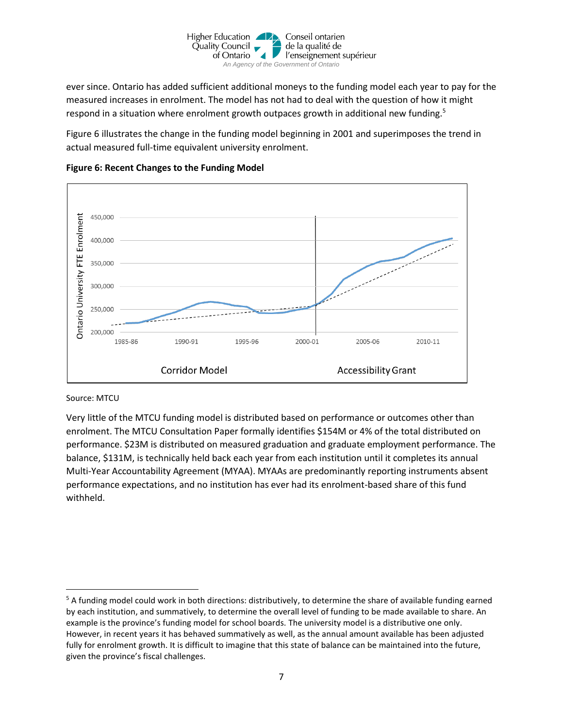ever since. Ontario has added sufficient additional moneys to the funding model each year to pay for the measured increases in enrolment. The model has not had to deal with the question of how it might respond in a situation where enrolment growth outpaces growth in additional new funding.[5]

Figure 6 illustrates the change in the funding model beginning in 2001 and superimposes the trend in actual measured full-time equivalent university enrolment.

**Figure 6: Recent Changes to the Funding Model**

Ontario University FTE Enrolment

450,000
400,000
350,000
300,000
250,000
200,000

1985-86
1990-91
1995-96
2000-01
2005-06
2010-11

Corridor Model
Accessibility Grant

Source: MTCU

Very little of the MTCU funding model is distributed based on performance or outcomes other than enrolment. The MTCU Consultation Paper formally identifies $154M or 4% of the total distributed on performance. $23M is distributed on measured graduation and graduate employment performance. The balance, $131M, is technically held back each year from each institution until it completes its annual Multi-Year Accountability Agreement (MYAA). MYAAs are predominantly reporting instruments absent performance expectations, and no institution has ever had its enrolment-based share of this fund withheld.

[5] A funding model could work in both directions: distributively, to determine the share of available funding earned by each institution, and summatively, to determine the overall level of funding to be made available to share. An example is the province's funding model for school boards. The university model is a distributive one only. However, in recent years it has behaved summatively as well, as the annual amount available has been adjusted fully for enrolment growth. It is difficult to imagine that this state of balance can be maintained into the future, given the province's fiscal challenges.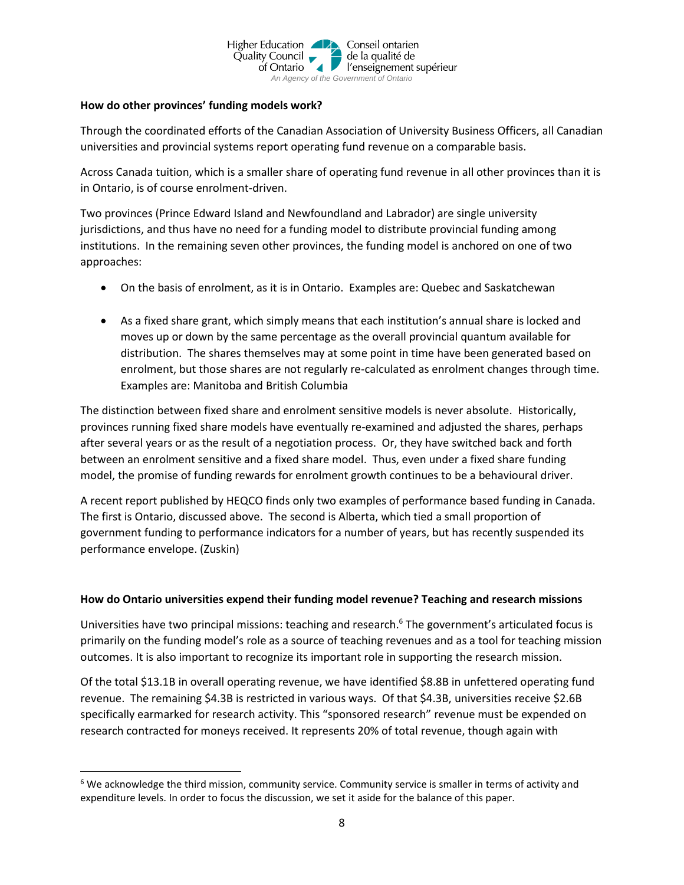**How do other provinces' funding models work?**

Through the coordinated efforts of the Canadian Association of University Business Officers, all Canadian universities and provincial systems report operating fund revenue on a comparable basis.

Across Canada tuition, which is a smaller share of operating fund revenue in all other provinces than it is in Ontario, is of course enrolment-driven.

Two provinces (Prince Edward Island and Newfoundland and Labrador) are single university jurisdictions, and thus have no need for a funding model to distribute provincial funding among institutions. In the remaining seven other provinces, the funding model is anchored on one of two approaches:

- On the basis of enrolment, as it is in Ontario. Examples are: Quebec and Saskatchewan
- As a fixed share grant, which simply means that each institution's annual share is locked and moves up or down by the same percentage as the overall provincial quantum available for distribution. The shares themselves may at some point in time have been generated based on enrolment, but those shares are not regularly re-calculated as enrolment changes through time. Examples are: Manitoba and British Columbia

The distinction between fixed share and enrolment sensitive models is never absolute. Historically, provinces running fixed share models have eventually re-examined and adjusted the shares, perhaps after several years or as the result of a negotiation process. Or, they have switched back and forth between an enrolment sensitive and a fixed share model. Thus, even under a fixed share funding model, the promise of funding rewards for enrolment growth continues to be a behavioural driver.

A recent report published by HEQCO finds only two examples of performance based funding in Canada. The first is Ontario, discussed above. The second is Alberta, which tied a small proportion of government funding to performance indicators for a number of years, but has recently suspended its performance envelope. (Zuskin)

**How do Ontario universities expend their funding model revenue? Teaching and research missions**

Universities have two principal missions: teaching and research.[6] The government's articulated focus is primarily on the funding model's role as a source of teaching revenues and as a tool for teaching mission outcomes. It is also important to recognize its important role in supporting the research mission.

Of the total $13.1B in overall operating revenue, we have identified $8.8B in unfettered operating fund revenue. The remaining $4.3B is restricted in various ways. Of that $4.3B, universities receive $2.6B specifically earmarked for research activity. This "sponsored research" revenue must be expended on research contracted for moneys received. It represents 20% of total revenue, though again with

[6] We acknowledge the third mission, community service. Community service is smaller in terms of activity and expenditure levels. In order to focus the discussion, we set it aside for the balance of this paper.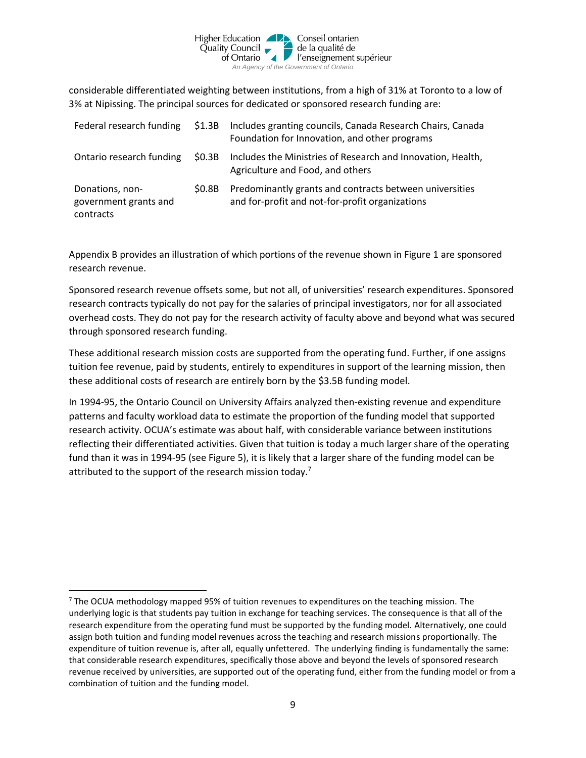considerable differentiated weighting between institutions, from a high of 31% at Toronto to a low of 3% at Nipissing. The principal sources for dedicated or sponsored research funding are:

| | | |
|---|---|---|
| Federal research funding | \$1.3B | Includes granting councils, Canada Research Chairs, Canada Foundation for Innovation, and other programs |
| Ontario research funding | \$0.3B | Includes the Ministries of Research and Innovation, Health, Agriculture and Food, and others |
| Donations, non-government grants and contracts | \$0.8B | Predominantly grants and contracts between universities and for-profit and not-for-profit organizations |

Appendix B provides an illustration of which portions of the revenue shown in Figure 1 are sponsored research revenue.

Sponsored research revenue offsets some, but not all, of universities' research expenditures. Sponsored research contracts typically do not pay for the salaries of principal investigators, nor for all associated overhead costs. They do not pay for the research activity of faculty above and beyond what was secured through sponsored research funding.

These additional research mission costs are supported from the operating fund. Further, if one assigns tuition fee revenue, paid by students, entirely to expenditures in support of the learning mission, then these additional costs of research are entirely born by the \$3.5B funding model.

In 1994-95, the Ontario Council on University Affairs analyzed then-existing revenue and expenditure patterns and faculty workload data to estimate the proportion of the funding model that supported research activity. OCUA's estimate was about half, with considerable variance between institutions reflecting their differentiated activities. Given that tuition is today a much larger share of the operating fund than it was in 1994-95 (see Figure 5), it is likely that a larger share of the funding model can be attributed to the support of the research mission today.[7]

[7] The OCUA methodology mapped 95% of tuition revenues to expenditures on the teaching mission. The underlying logic is that students pay tuition in exchange for teaching services. The consequence is that all of the research expenditure from the operating fund must be supported by the funding model. Alternatively, one could assign both tuition and funding model revenues across the teaching and research missions proportionally. The expenditure of tuition revenue is, after all, equally unfettered. The underlying finding is fundamentally the same: that considerable research expenditures, specifically those above and beyond the levels of sponsored research revenue received by universities, are supported out of the operating fund, either from the funding model or from a combination of tuition and the funding model.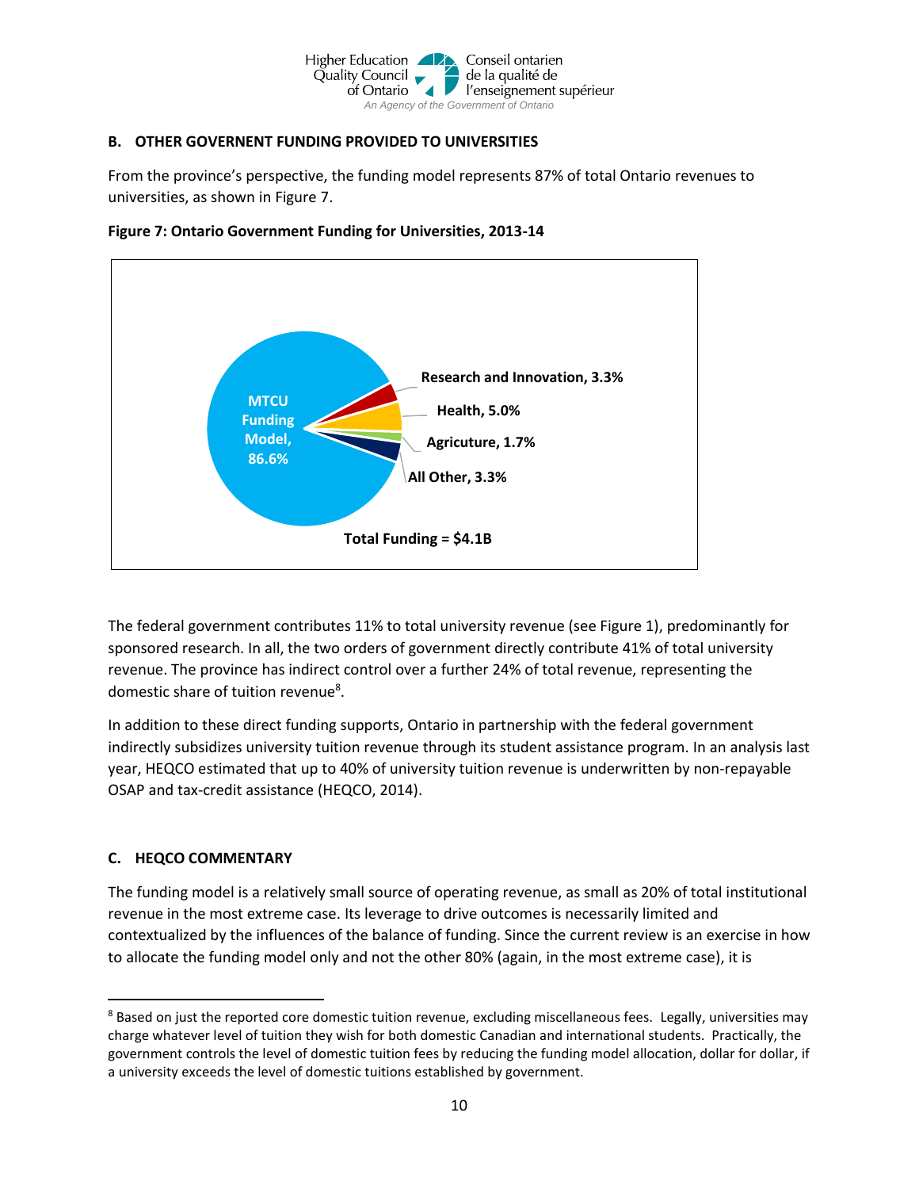### B. OTHER GOVERNENT FUNDING PROVIDED TO UNIVERSITIES

From the province's perspective, the funding model represents 87% of total Ontario revenues to universities, as shown in Figure 7.

**Figure 7: Ontario Government Funding for Universities, 2013-14**

MTCU Funding Model, 86.6%

Research and Innovation, 3.3%

Health, 5.0%

Agricuture, 1.7%

All Other, 3.3%

Total Funding = $4.1B

The federal government contributes 11% to total university revenue (see Figure 1), predominantly for sponsored research. In all, the two orders of government directly contribute 41% of total university revenue. The province has indirect control over a further 24% of total revenue, representing the domestic share of tuition revenue[8].

In addition to these direct funding supports, Ontario in partnership with the federal government indirectly subsidizes university tuition revenue through its student assistance program. In an analysis last year, HEQCO estimated that up to 40% of university tuition revenue is underwritten by non-repayable OSAP and tax-credit assistance (HEQCO, 2014).

### C. HEQCO COMMENTARY

The funding model is a relatively small source of operating revenue, as small as 20% of total institutional revenue in the most extreme case. Its leverage to drive outcomes is necessarily limited and contextualized by the influences of the balance of funding. Since the current review is an exercise in how to allocate the funding model only and not the other 80% (again, in the most extreme case), it is

[8] Based on just the reported core domestic tuition revenue, excluding miscellaneous fees. Legally, universities may charge whatever level of tuition they wish for both domestic Canadian and international students. Practically, the government controls the level of domestic tuition fees by reducing the funding model allocation, dollar for dollar, if a university exceeds the level of domestic tuitions established by government.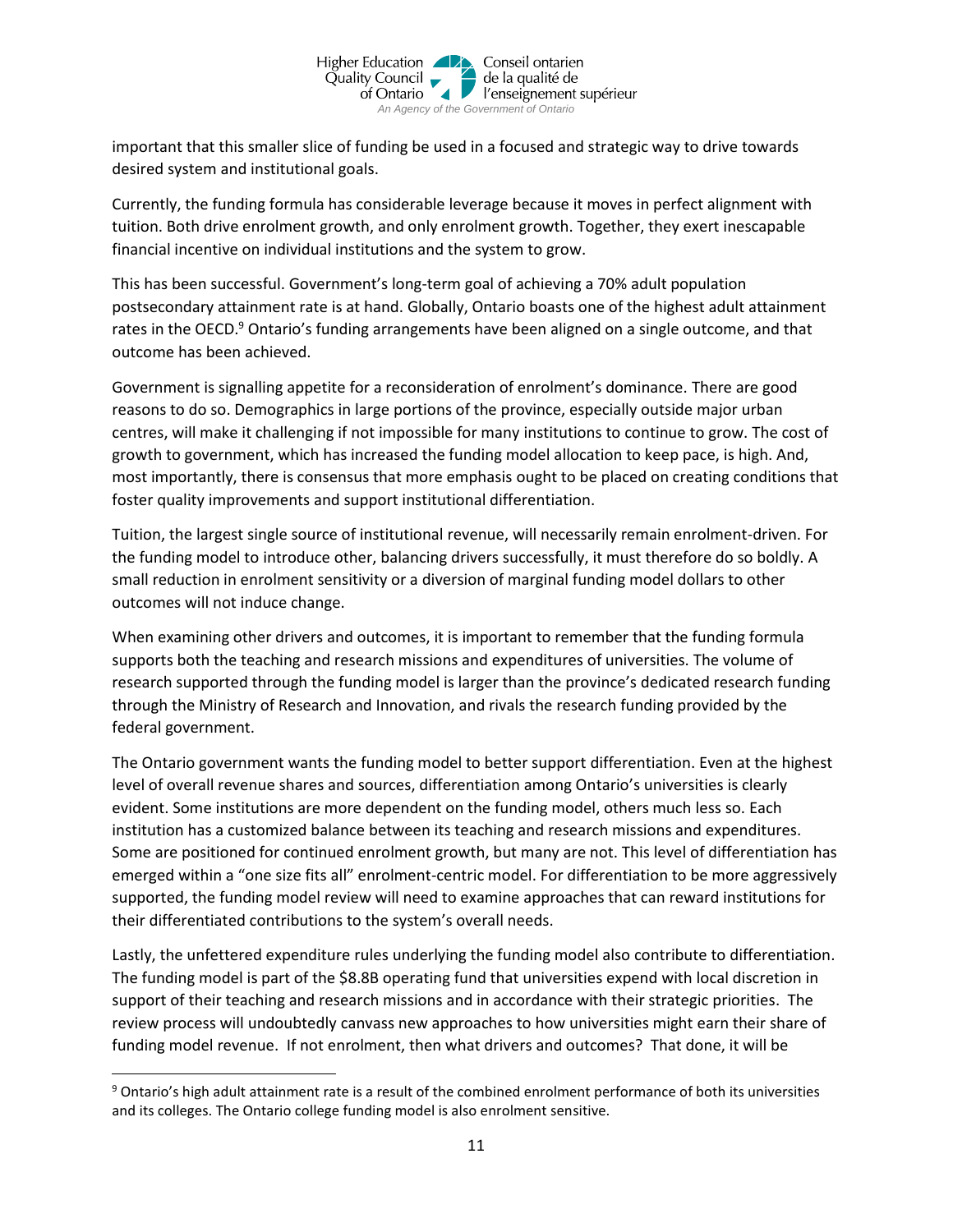important that this smaller slice of funding be used in a focused and strategic way to drive towards desired system and institutional goals.

Currently, the funding formula has considerable leverage because it moves in perfect alignment with tuition. Both drive enrolment growth, and only enrolment growth. Together, they exert inescapable financial incentive on individual institutions and the system to grow.

This has been successful. Government's long-term goal of achieving a 70% adult population postsecondary attainment rate is at hand. Globally, Ontario boasts one of the highest adult attainment rates in the OECD.[9] Ontario's funding arrangements have been aligned on a single outcome, and that outcome has been achieved.

Government is signalling appetite for a reconsideration of enrolment's dominance. There are good reasons to do so. Demographics in large portions of the province, especially outside major urban centres, will make it challenging if not impossible for many institutions to continue to grow. The cost of growth to government, which has increased the funding model allocation to keep pace, is high. And, most importantly, there is consensus that more emphasis ought to be placed on creating conditions that foster quality improvements and support institutional differentiation.

Tuition, the largest single source of institutional revenue, will necessarily remain enrolment-driven. For the funding model to introduce other, balancing drivers successfully, it must therefore do so boldly. A small reduction in enrolment sensitivity or a diversion of marginal funding model dollars to other outcomes will not induce change.

When examining other drivers and outcomes, it is important to remember that the funding formula supports both the teaching and research missions and expenditures of universities. The volume of research supported through the funding model is larger than the province's dedicated research funding through the Ministry of Research and Innovation, and rivals the research funding provided by the federal government.

The Ontario government wants the funding model to better support differentiation. Even at the highest level of overall revenue shares and sources, differentiation among Ontario's universities is clearly evident. Some institutions are more dependent on the funding model, others much less so. Each institution has a customized balance between its teaching and research missions and expenditures. Some are positioned for continued enrolment growth, but many are not. This level of differentiation has emerged within a "one size fits all" enrolment-centric model. For differentiation to be more aggressively supported, the funding model review will need to examine approaches that can reward institutions for their differentiated contributions to the system's overall needs.

Lastly, the unfettered expenditure rules underlying the funding model also contribute to differentiation. The funding model is part of the $8.8B operating fund that universities expend with local discretion in support of their teaching and research missions and in accordance with their strategic priorities. The review process will undoubtedly canvass new approaches to how universities might earn their share of funding model revenue. If not enrolment, then what drivers and outcomes? That done, it will be

[9] Ontario's high adult attainment rate is a result of the combined enrolment performance of both its universities and its colleges. The Ontario college funding model is also enrolment sensitive.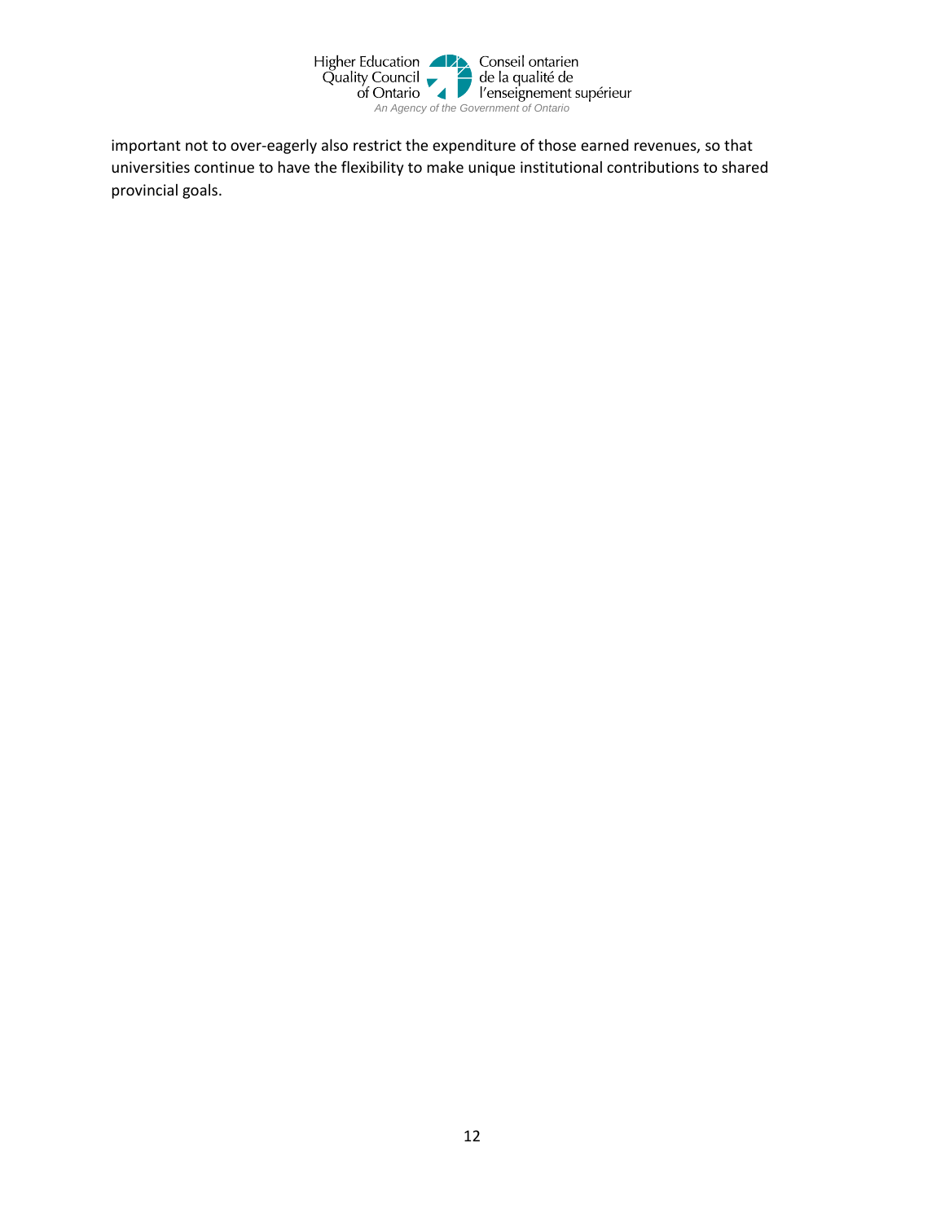important not to over-eagerly also restrict the expenditure of those earned revenues, so that universities continue to have the flexibility to make unique institutional contributions to shared provincial goals.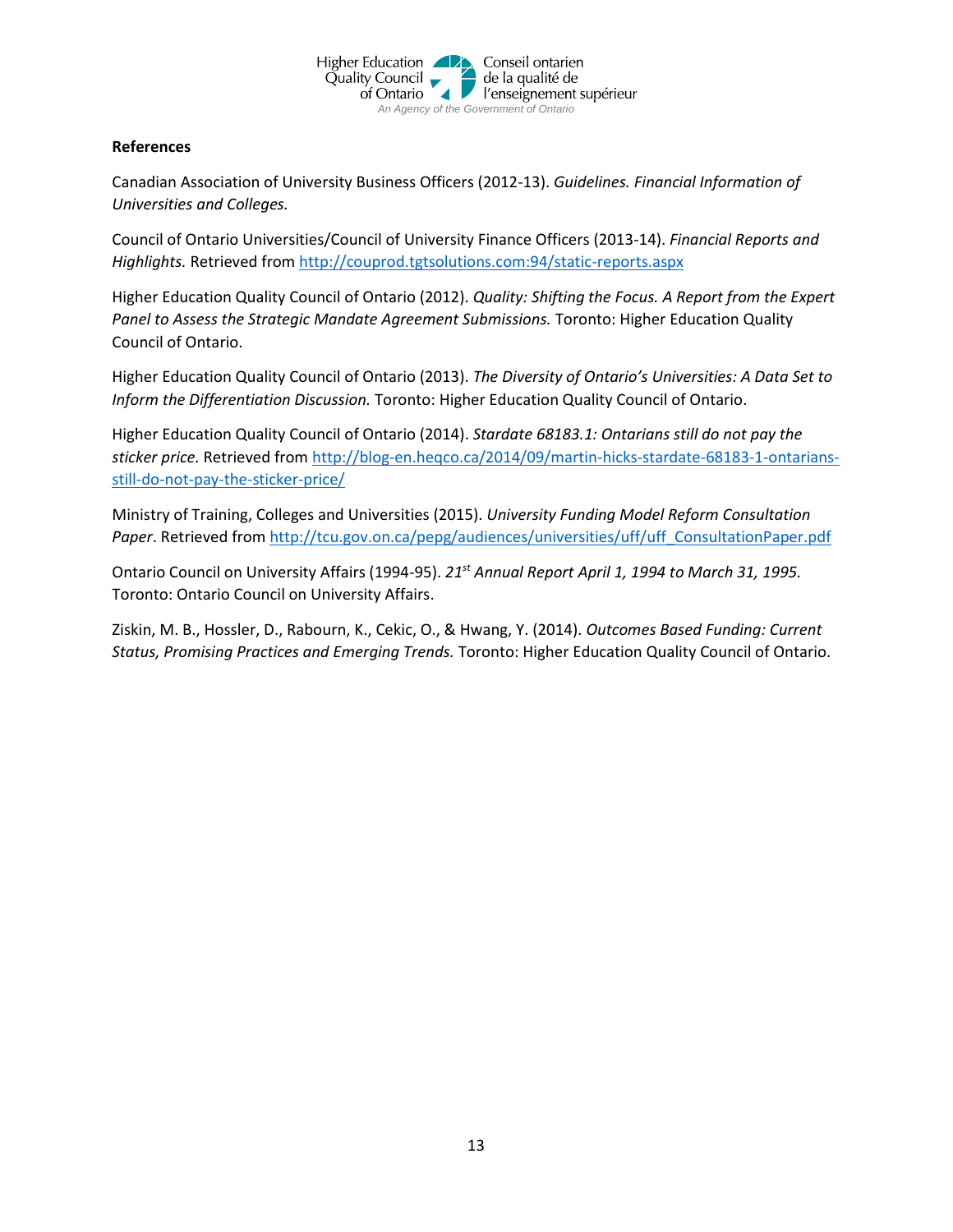**References**

Canadian Association of University Business Officers (2012-13). *Guidelines. Financial Information of Universities and Colleges.*

Council of Ontario Universities/Council of University Finance Officers (2013-14). *Financial Reports and Highlights.* Retrieved from http://couprod.tgtsolutions.com:94/static-reports.aspx

Higher Education Quality Council of Ontario (2012). *Quality: Shifting the Focus. A Report from the Expert Panel to Assess the Strategic Mandate Agreement Submissions.* Toronto: Higher Education Quality Council of Ontario.

Higher Education Quality Council of Ontario (2013). *The Diversity of Ontario's Universities: A Data Set to Inform the Differentiation Discussion.* Toronto: Higher Education Quality Council of Ontario.

Higher Education Quality Council of Ontario (2014). *Stardate 68183.1: Ontarians still do not pay the sticker price.* Retrieved from http://blog-en.heqco.ca/2014/09/martin-hicks-stardate-68183-1-ontarians-still-do-not-pay-the-sticker-price/

Ministry of Training, Colleges and Universities (2015). *University Funding Model Reform Consultation Paper*. Retrieved from http://tcu.gov.on.ca/pepg/audiences/universities/uff/uff_ConsultationPaper.pdf

Ontario Council on University Affairs (1994-95). *21st Annual Report April 1, 1994 to March 31, 1995.* Toronto: Ontario Council on University Affairs.

Ziskin, M. B., Hossler, D., Rabourn, K., Cekic, O., & Hwang, Y. (2014). *Outcomes Based Funding: Current Status, Promising Practices and Emerging Trends.* Toronto: Higher Education Quality Council of Ontario.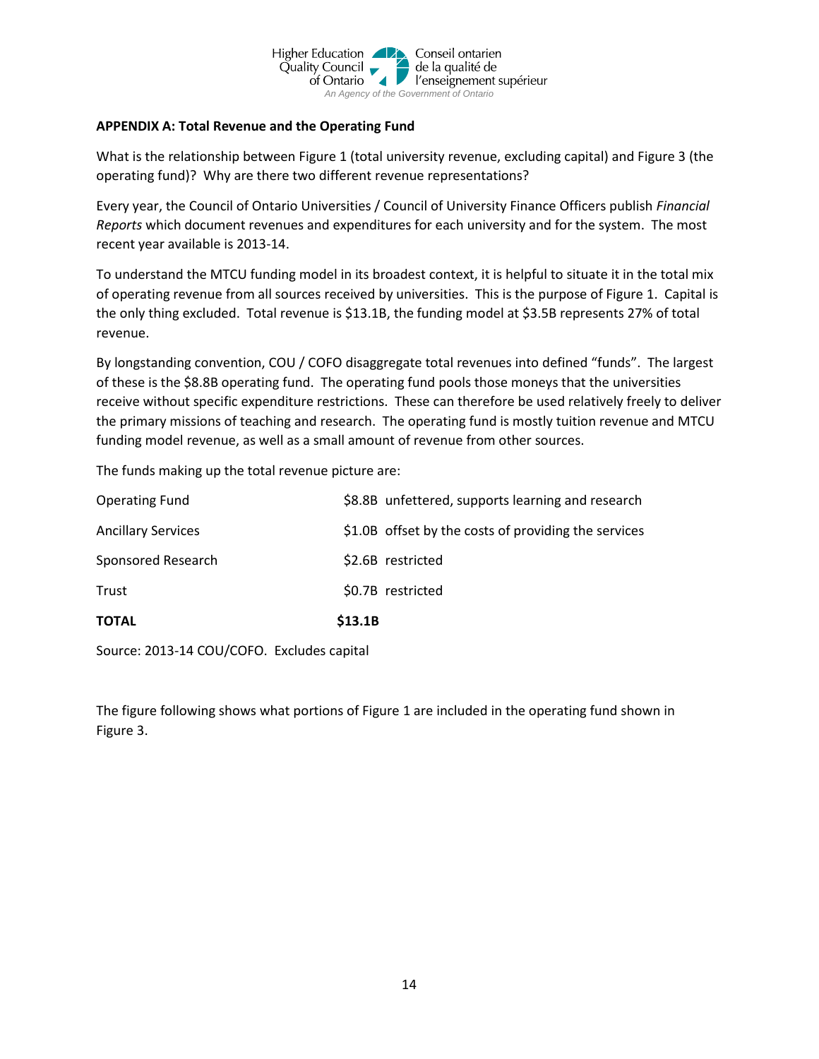### APPENDIX A: Total Revenue and the Operating Fund

What is the relationship between Figure 1 (total university revenue, excluding capital) and Figure 3 (the operating fund)? Why are there two different revenue representations?

Every year, the Council of Ontario Universities / Council of University Finance Officers publish *Financial Reports* which document revenues and expenditures for each university and for the system. The most recent year available is 2013-14.

To understand the MTCU funding model in its broadest context, it is helpful to situate it in the total mix of operating revenue from all sources received by universities. This is the purpose of Figure 1. Capital is the only thing excluded. Total revenue is $13.1B, the funding model at $3.5B represents 27% of total revenue.

By longstanding convention, COU / COFO disaggregate total revenues into defined "funds". The largest of these is the $8.8B operating fund. The operating fund pools those moneys that the universities receive without specific expenditure restrictions. These can therefore be used relatively freely to deliver the primary missions of teaching and research. The operating fund is mostly tuition revenue and MTCU funding model revenue, as well as a small amount of revenue from other sources.

The funds making up the total revenue picture are:

| | | |
|---|---|---|
| Operating Fund | $8.8B | unfettered, supports learning and research |
| Ancillary Services | $1.0B | offset by the costs of providing the services |
| Sponsored Research | $2.6B | restricted |
| Trust | $0.7B | restricted |
| **TOTAL** | **$13.1B** | |

Source: 2013-14 COU/COFO. Excludes capital

The figure following shows what portions of Figure 1 are included in the operating fund shown in Figure 3.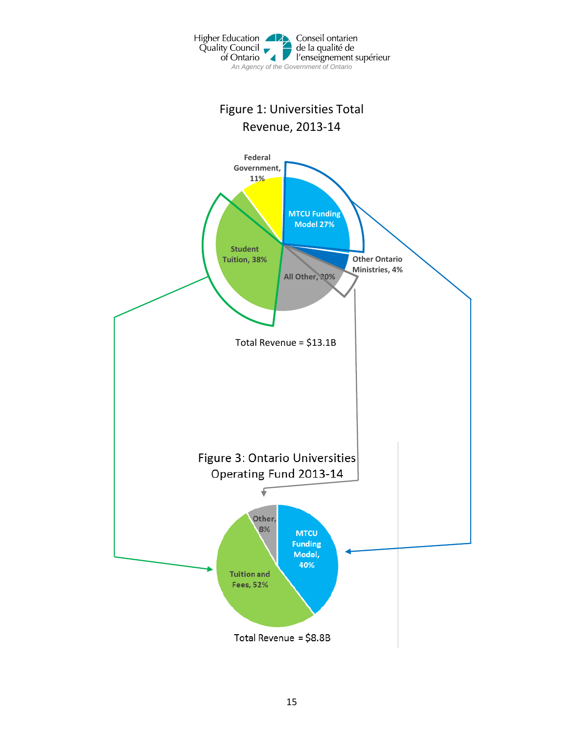Figure 1: Universities Total Revenue, 2013-14

Federal Government, 11%

MTCU Funding Model 27%

Other Ontario Ministries, 4%

All Other, 20%

Student Tuition, 38%

Total Revenue = $13.1B

Figure 3: Ontario Universities Operating Fund 2013-14

Other, 8%

MTCU Funding Model, 40%

Tuition and Fees, 52%

Total Revenue = $8.8B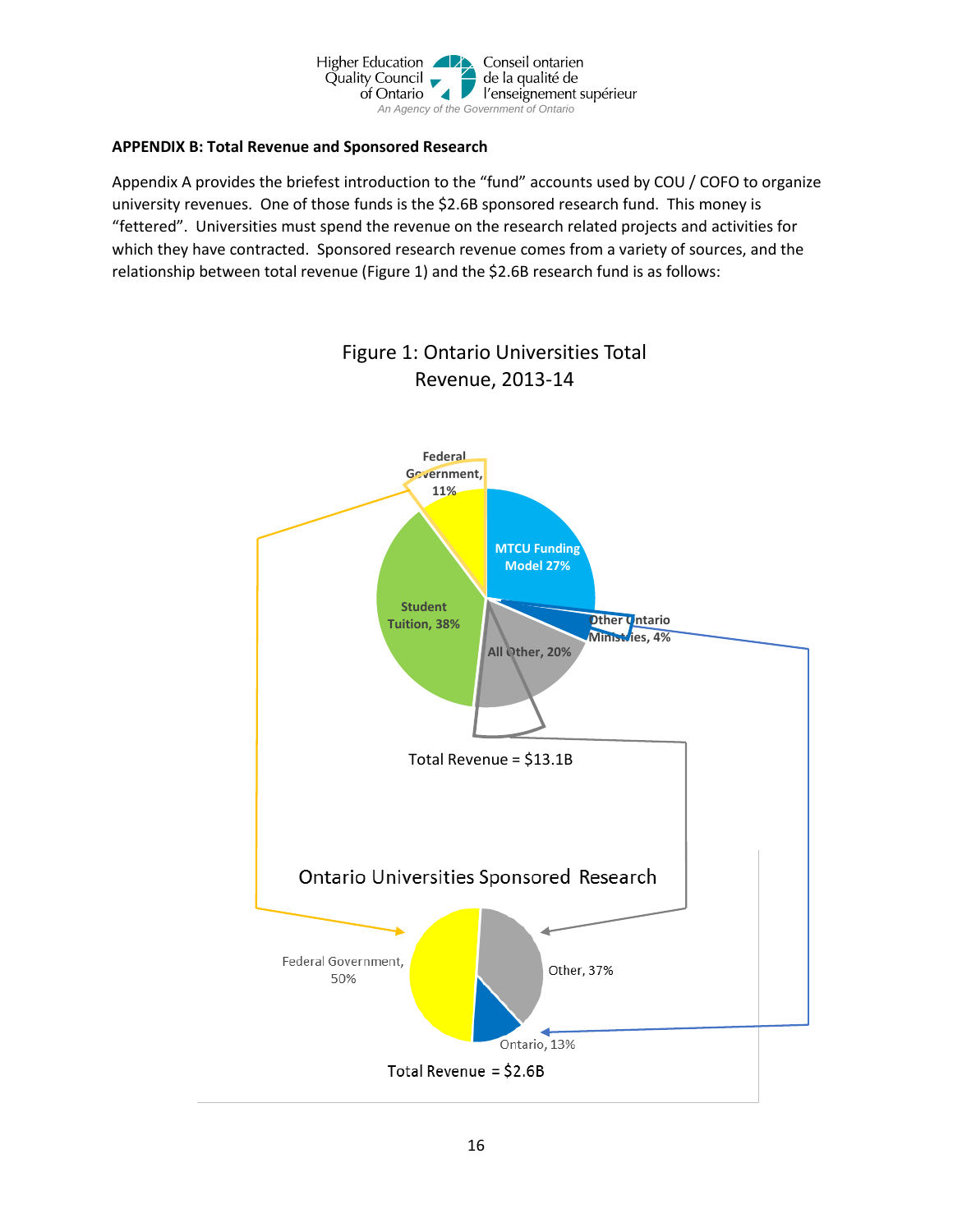## APPENDIX B: Total Revenue and Sponsored Research

Appendix A provides the briefest introduction to the "fund" accounts used by COU / COFO to organize university revenues. One of those funds is the $2.6B sponsored research fund. This money is "fettered". Universities must spend the revenue on the research related projects and activities for which they have contracted. Sponsored research revenue comes from a variety of sources, and the relationship between total revenue (Figure 1) and the $2.6B research fund is as follows:

Figure 1: Ontario Universities Total Revenue, 2013-14

Federal Government, 11%

MTCU Funding Model 27%

Other Ontario Ministries, 4%

All Other, 20%

Student Tuition, 38%

Total Revenue = $13.1B

Ontario Universities Sponsored Research

Federal Government, 50%

Other, 37%

Ontario, 13%

Total Revenue = $2.6B